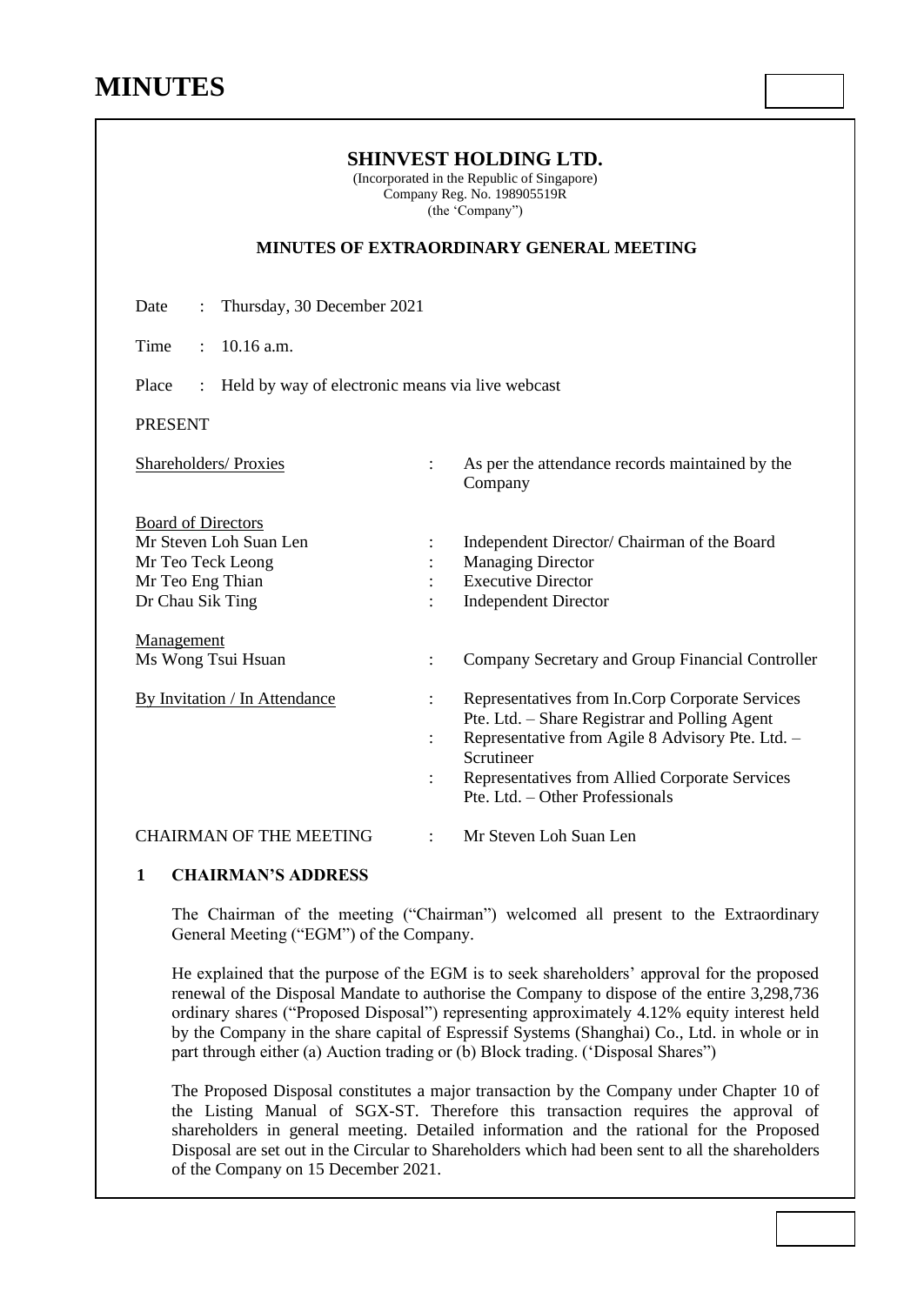# MINUTES

**SHINVEST HOLDING LTD.**
(Incorporated in the Republic of Singapore)
Company Reg. No. 198905519R
(the 'Company")

**MINUTES OF EXTRAORDINARY GENERAL MEETING**

Date : Thursday, 30 December 2021

Time : 10.16 a.m.

Place : Held by way of electronic means via live webcast

PRESENT

| | | |
|---|---|---|
| Shareholders/ Proxies | : | As per the attendance records maintained by the Company |
| Board of Directors | | |
| Mr Steven Loh Suan Len | : | Independent Director/ Chairman of the Board |
| Mr Teo Teck Leong | : | Managing Director |
| Mr Teo Eng Thian | : | Executive Director |
| Dr Chau Sik Ting | : | Independent Director |
| Management | | |
| Ms Wong Tsui Hsuan | : | Company Secretary and Group Financial Controller |
| By Invitation / In Attendance | : | Representatives from In.Corp Corporate Services Pte. Ltd. – Share Registrar and Polling Agent |
| | : | Representative from Agile 8 Advisory Pte. Ltd. – Scrutineer |
| | : | Representatives from Allied Corporate Services Pte. Ltd. – Other Professionals |
| CHAIRMAN OF THE MEETING | : | Mr Steven Loh Suan Len |

**1 CHAIRMAN'S ADDRESS**

The Chairman of the meeting ("Chairman") welcomed all present to the Extraordinary General Meeting ("EGM") of the Company.

He explained that the purpose of the EGM is to seek shareholders' approval for the proposed renewal of the Disposal Mandate to authorise the Company to dispose of the entire 3,298,736 ordinary shares ("Proposed Disposal") representing approximately 4.12% equity interest held by the Company in the share capital of Espressif Systems (Shanghai) Co., Ltd. in whole or in part through either (a) Auction trading or (b) Block trading. ('Disposal Shares")

The Proposed Disposal constitutes a major transaction by the Company under Chapter 10 of the Listing Manual of SGX-ST. Therefore this transaction requires the approval of shareholders in general meeting. Detailed information and the rational for the Proposed Disposal are set out in the Circular to Shareholders which had been sent to all the shareholders of the Company on 15 December 2021.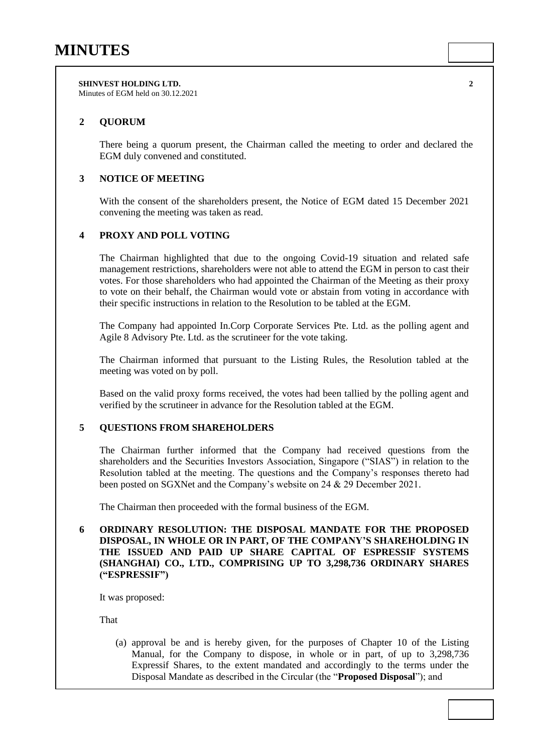## 2 QUORUM

There being a quorum present, the Chairman called the meeting to order and declared the EGM duly convened and constituted.

## 3 NOTICE OF MEETING

With the consent of the shareholders present, the Notice of EGM dated 15 December 2021 convening the meeting was taken as read.

## 4 PROXY AND POLL VOTING

The Chairman highlighted that due to the ongoing Covid-19 situation and related safe management restrictions, shareholders were not able to attend the EGM in person to cast their votes. For those shareholders who had appointed the Chairman of the Meeting as their proxy to vote on their behalf, the Chairman would vote or abstain from voting in accordance with their specific instructions in relation to the Resolution to be tabled at the EGM.

The Company had appointed In.Corp Corporate Services Pte. Ltd. as the polling agent and Agile 8 Advisory Pte. Ltd. as the scrutineer for the vote taking.

The Chairman informed that pursuant to the Listing Rules, the Resolution tabled at the meeting was voted on by poll.

Based on the valid proxy forms received, the votes had been tallied by the polling agent and verified by the scrutineer in advance for the Resolution tabled at the EGM.

## 5 QUESTIONS FROM SHAREHOLDERS

The Chairman further informed that the Company had received questions from the shareholders and the Securities Investors Association, Singapore ("SIAS") in relation to the Resolution tabled at the meeting. The questions and the Company's responses thereto had been posted on SGXNet and the Company's website on 24 & 29 December 2021.

The Chairman then proceeded with the formal business of the EGM.

## 6 ORDINARY RESOLUTION: THE DISPOSAL MANDATE FOR THE PROPOSED DISPOSAL, IN WHOLE OR IN PART, OF THE COMPANY'S SHAREHOLDING IN THE ISSUED AND PAID UP SHARE CAPITAL OF ESPRESSIF SYSTEMS (SHANGHAI) CO., LTD., COMPRISING UP TO 3,298,736 ORDINARY SHARES ("ESPRESSIF")

It was proposed:

That

(a) approval be and is hereby given, for the purposes of Chapter 10 of the Listing Manual, for the Company to dispose, in whole or in part, of up to 3,298,736 Expressif Shares, to the extent mandated and accordingly to the terms under the Disposal Mandate as described in the Circular (the "**Proposed Disposal**"); and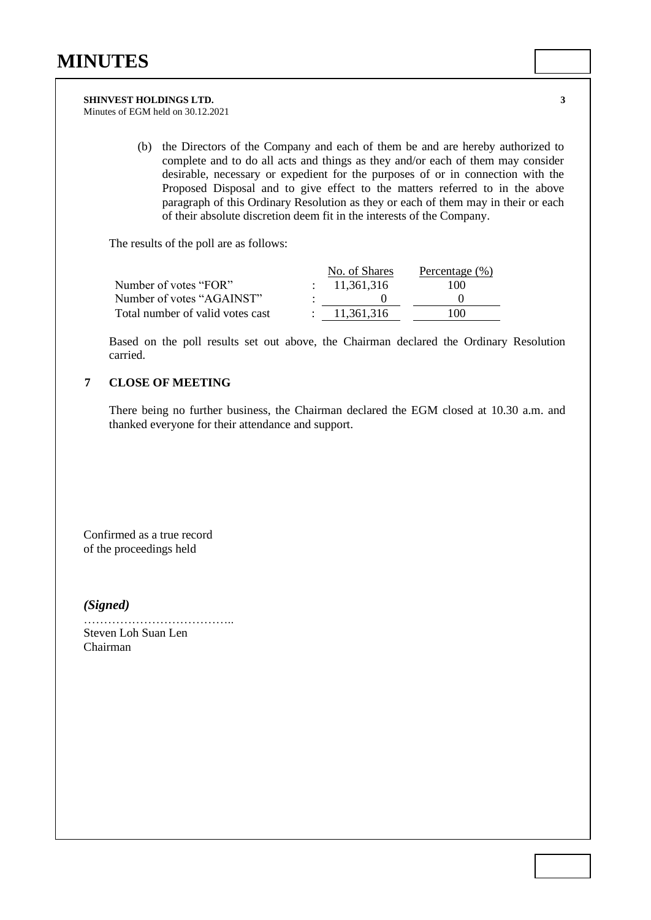(b) the Directors of the Company and each of them be and are hereby authorized to complete and to do all acts and things as they and/or each of them may consider desirable, necessary or expedient for the purposes of or in connection with the Proposed Disposal and to give effect to the matters referred to in the above paragraph of this Ordinary Resolution as they or each of them may in their or each of their absolute discretion deem fit in the interests of the Company.

The results of the poll are as follows:

| | | No. of Shares | Percentage (%) |
|---|---|---|---|
| Number of votes "FOR" | : | 11,361,316 | 100 |
| Number of votes "AGAINST" | : | 0 | 0 |
| Total number of valid votes cast | : | 11,361,316 | 100 |

Based on the poll results set out above, the Chairman declared the Ordinary Resolution carried.

## 7 CLOSE OF MEETING

There being no further business, the Chairman declared the EGM closed at 10.30 a.m. and thanked everyone for their attendance and support.

Confirmed as a true record
of the proceedings held

***(Signed)***

………………………………..
Steven Loh Suan Len
Chairman